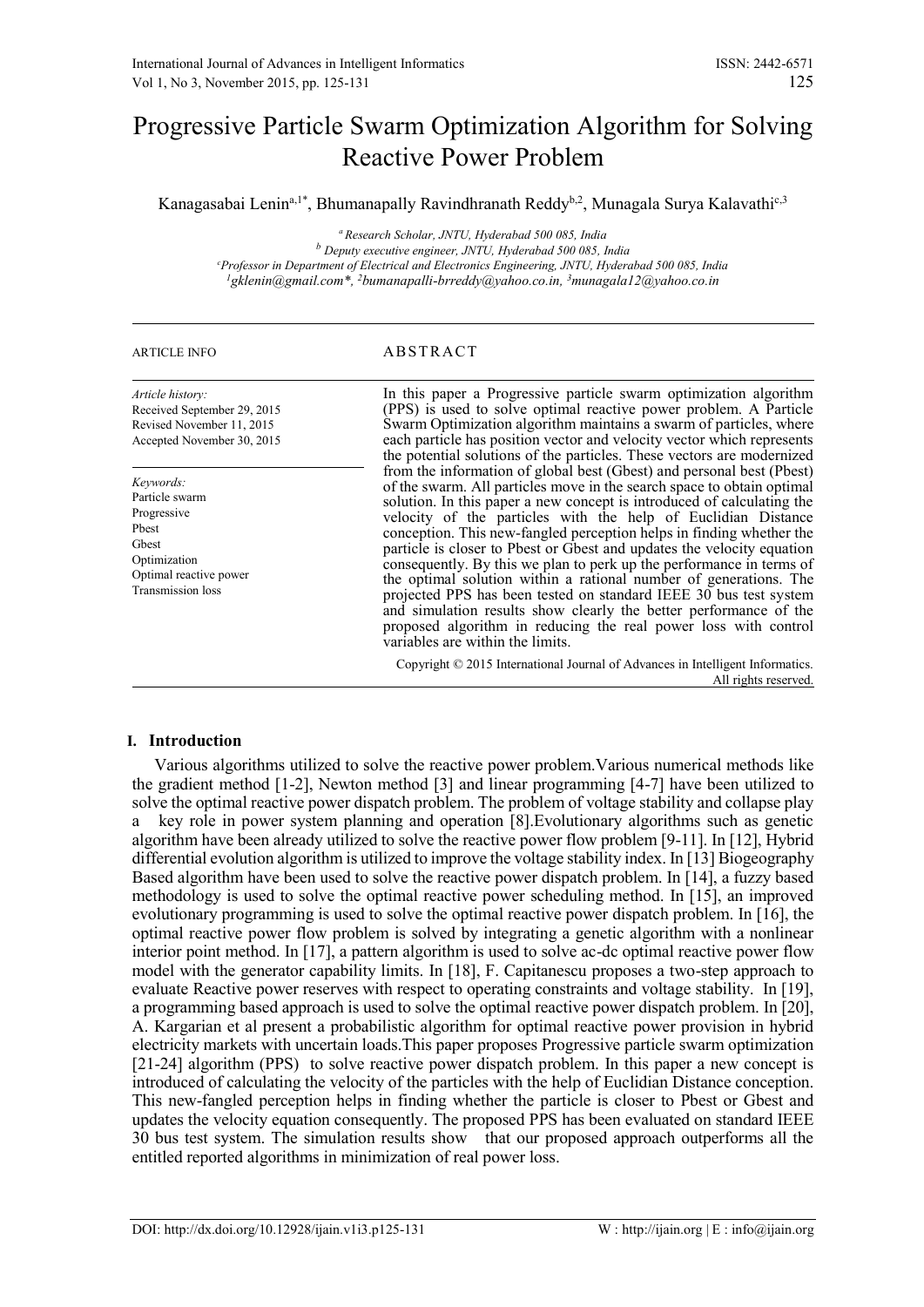# Progressive Particle Swarm Optimization Algorithm for Solving Reactive Power Problem

Kanagasabai Lenin[a,1*], Bhumanapally Ravindhranath Reddy[b,2], Munagala Surya Kalavathi[c,3]

[a] Research Scholar, JNTU, Hyderabad 500 085, India
[b] Deputy executive engineer, JNTU, Hyderabad 500 085, India
[c] Professor in Department of Electrical and Electronics Engineering, JNTU, Hyderabad 500 085, India
[1] gklenin@gmail.com*, [2] bumanapalli-brreddy@yahoo.co.in, [3] munagala12@yahoo.co.in

ARTICLE INFO

*Article history:*
Received September 29, 2015
Revised November 11, 2015
Accepted November 30, 2015

*Keywords:*
Particle swarm
Progressive
Pbest
Gbest
Optimization
Optimal reactive power
Transmission loss

## ABSTRACT

In this paper a Progressive particle swarm optimization algorithm (PPS) is used to solve optimal reactive power problem. A Particle Swarm Optimization algorithm maintains a swarm of particles, where each particle has position vector and velocity vector which represents the potential solutions of the particles. These vectors are modernized from the information of global best (Gbest) and personal best (Pbest) of the swarm. All particles move in the search space to obtain optimal solution. In this paper a new concept is introduced of calculating the velocity of the particles with the help of Euclidian Distance conception. This new-fangled perception helps in finding whether the particle is closer to Pbest or Gbest and updates the velocity equation consequently. By this we plan to perk up the performance in terms of the optimal solution within a rational number of generations. The projected PPS has been tested on standard IEEE 30 bus test system and simulation results show clearly the better performance of the proposed algorithm in reducing the real power loss with control variables are within the limits.

Copyright © 2015 International Journal of Advances in Intelligent Informatics. All rights reserved.

## I. Introduction

Various algorithms utilized to solve the reactive power problem.Various numerical methods like the gradient method [1-2], Newton method [3] and linear programming [4-7] have been utilized to solve the optimal reactive power dispatch problem. The problem of voltage stability and collapse play a key role in power system planning and operation [8].Evolutionary algorithms such as genetic algorithm have been already utilized to solve the reactive power flow problem [9-11]. In [12], Hybrid differential evolution algorithm is utilized to improve the voltage stability index. In [13] Biogeography Based algorithm have been used to solve the reactive power dispatch problem. In [14], a fuzzy based methodology is used to solve the optimal reactive power scheduling method. In [15], an improved evolutionary programming is used to solve the optimal reactive power dispatch problem. In [16], the optimal reactive power flow problem is solved by integrating a genetic algorithm with a nonlinear interior point method. In [17], a pattern algorithm is used to solve ac-dc optimal reactive power flow model with the generator capability limits. In [18], F. Capitanescu proposes a two-step approach to evaluate Reactive power reserves with respect to operating constraints and voltage stability. In [19], a programming based approach is used to solve the optimal reactive power dispatch problem. In [20], A. Kargarian et al present a probabilistic algorithm for optimal reactive power provision in hybrid electricity markets with uncertain loads.This paper proposes Progressive particle swarm optimization [21-24] algorithm (PPS) to solve reactive power dispatch problem. In this paper a new concept is introduced of calculating the velocity of the particles with the help of Euclidian Distance conception. This new-fangled perception helps in finding whether the particle is closer to Pbest or Gbest and updates the velocity equation consequently. The proposed PPS has been evaluated on standard IEEE 30 bus test system. The simulation results show that our proposed approach outperforms all the entitled reported algorithms in minimization of real power loss.

DOI: http://dx.doi.org/10.12928/ijain.v1i3.p125-131 W : http://ijain.org | E : info@ijain.org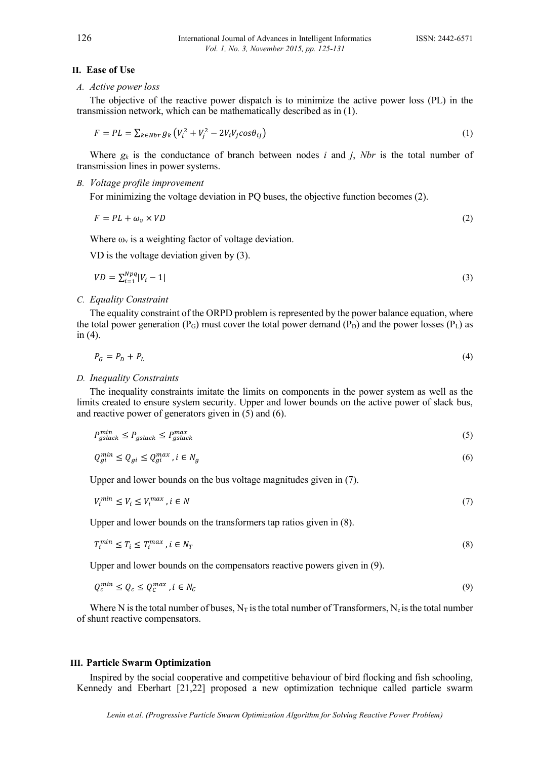## II. Ease of Use

### *A. Active power loss*

The objective of the reactive power dispatch is to minimize the active power loss (PL) in the transmission network, which can be mathematically described as in (1).

$$F = PL = \sum_{k \in Nbr} g_k \left(V_i^2 + V_j^2 - 2V_iV_j cos\theta_{ij}\right) \tag{1}$$

Where $g_k$ is the conductance of branch between nodes *i* and *j*, *Nbr* is the total number of transmission lines in power systems.

### *B. Voltage profile improvement*

For minimizing the voltage deviation in PQ buses, the objective function becomes (2).

$$F = PL + \omega_v \times VD \tag{2}$$

Where $\omega_v$ is a weighting factor of voltage deviation.

VD is the voltage deviation given by (3).

$$VD = \sum_{i=1}^{Npq} |V_i - 1| \tag{3}$$

### *C. Equality Constraint*

The equality constraint of the ORPD problem is represented by the power balance equation, where the total power generation ($P_G$) must cover the total power demand ($P_D$) and the power losses ($P_L$) as in (4).

$$P_G = P_D + P_L \tag{4}$$

### *D. Inequality Constraints*

The inequality constraints imitate the limits on components in the power system as well as the limits created to ensure system security. Upper and lower bounds on the active power of slack bus, and reactive power of generators given in (5) and (6).

$$P_{gslack}^{min} \leq P_{gslack} \leq P_{gslack}^{max} \tag{5}$$

$$Q_{gi}^{min} \leq Q_{gi} \leq Q_{gi}^{max} , i \in N_g \tag{6}$$

Upper and lower bounds on the bus voltage magnitudes given in (7).

$$V_i^{min} \leq V_i \leq V_i^{max} , i \in N \tag{7}$$

Upper and lower bounds on the transformers tap ratios given in (8).

$$T_i^{min} \leq T_i \leq T_i^{max} , i \in N_T \tag{8}$$

Upper and lower bounds on the compensators reactive powers given in (9).

$$Q_c^{min} \leq Q_c \leq Q_C^{max} , i \in N_C \tag{9}$$

Where N is the total number of buses, $N_T$ is the total number of Transformers, $N_c$ is the total number of shunt reactive compensators.

## III. Particle Swarm Optimization

Inspired by the social cooperative and competitive behaviour of bird flocking and fish schooling, Kennedy and Eberhart [21,22] proposed a new optimization technique called particle swarm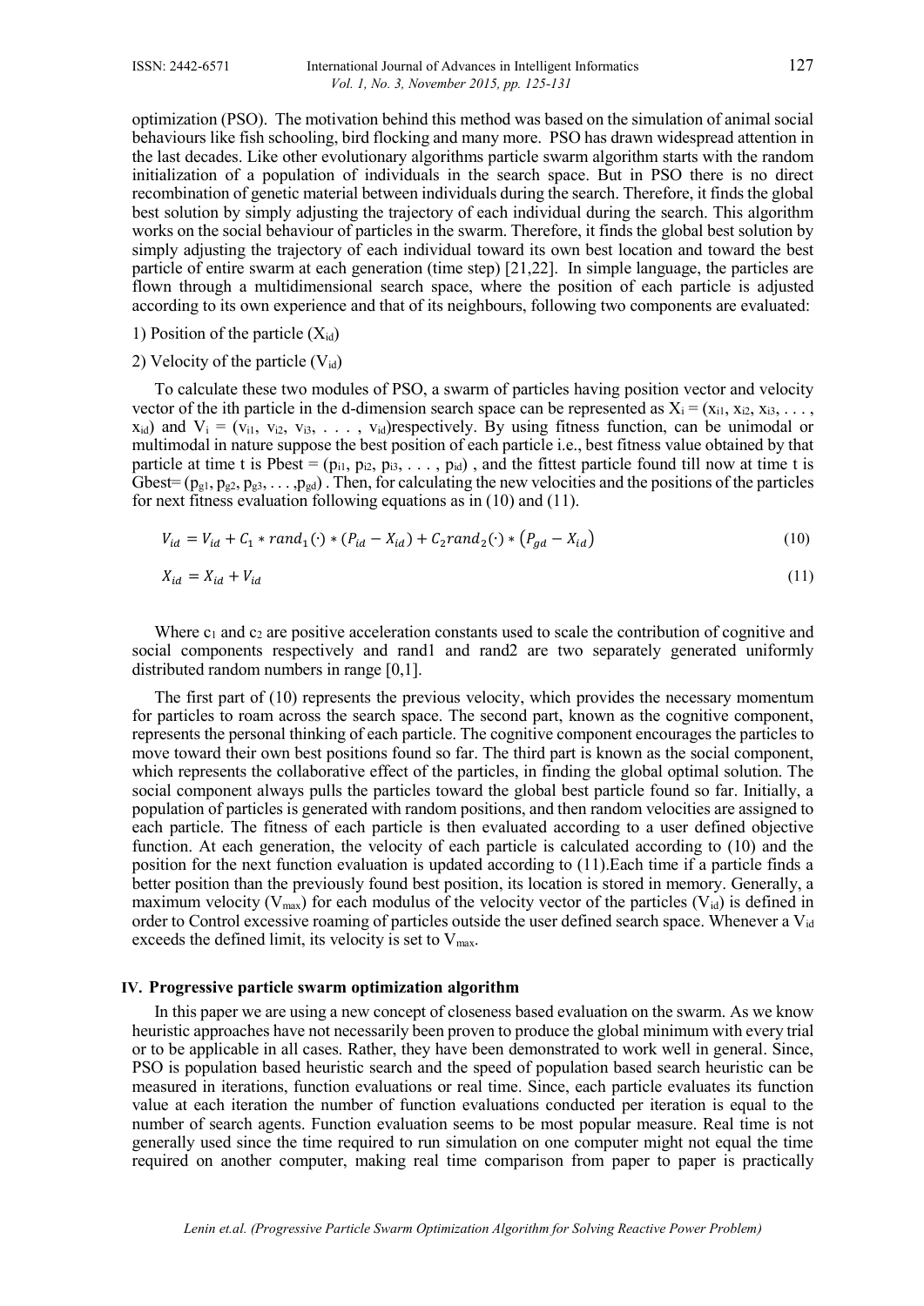optimization (PSO). The motivation behind this method was based on the simulation of animal social behaviours like fish schooling, bird flocking and many more. PSO has drawn widespread attention in the last decades. Like other evolutionary algorithms particle swarm algorithm starts with the random initialization of a population of individuals in the search space. But in PSO there is no direct recombination of genetic material between individuals during the search. Therefore, it finds the global best solution by simply adjusting the trajectory of each individual during the search. This algorithm works on the social behaviour of particles in the swarm. Therefore, it finds the global best solution by simply adjusting the trajectory of each individual toward its own best location and toward the best particle of entire swarm at each generation (time step) [21,22]. In simple language, the particles are flown through a multidimensional search space, where the position of each particle is adjusted according to its own experience and that of its neighbours, following two components are evaluated:

1) Position of the particle ($X_{id}$)

2) Velocity of the particle ($V_{id}$)

To calculate these two modules of PSO, a swarm of particles having position vector and velocity vector of the ith particle in the d-dimension search space can be represented as $X_i = (x_{i1}, x_{i2}, x_{i3}, \ldots, x_{id})$ and $V_i = (v_{i1}, v_{i2}, v_{i3}, \ldots, v_{id})$respectively. By using fitness function, can be unimodal or multimodal in nature suppose the best position of each particle i.e., best fitness value obtained by that particle at time t is Pbest = $(p_{i1}, p_{i2}, p_{i3}, \ldots, p_{id})$ , and the fittest particle found till now at time t is Gbest= $(p_{g1}, p_{g2}, p_{g3}, \ldots, p_{gd})$ . Then, for calculating the new velocities and the positions of the particles for next fitness evaluation following equations as in (10) and (11).

$$V_{id} = V_{id} + C_1 * rand_1(\cdot) * (P_{id} - X_{id}) + C_2 rand_2(\cdot) * (P_{gd} - X_{id}) \tag{10}$$

$$X_{id} = X_{id} + V_{id} \tag{11}$$

Where $c_1$ and $c_2$ are positive acceleration constants used to scale the contribution of cognitive and social components respectively and rand1 and rand2 are two separately generated uniformly distributed random numbers in range [0,1].

The first part of (10) represents the previous velocity, which provides the necessary momentum for particles to roam across the search space. The second part, known as the cognitive component, represents the personal thinking of each particle. The cognitive component encourages the particles to move toward their own best positions found so far. The third part is known as the social component, which represents the collaborative effect of the particles, in finding the global optimal solution. The social component always pulls the particles toward the global best particle found so far. Initially, a population of particles is generated with random positions, and then random velocities are assigned to each particle. The fitness of each particle is then evaluated according to a user defined objective function. At each generation, the velocity of each particle is calculated according to (10) and the position for the next function evaluation is updated according to (11).Each time if a particle finds a better position than the previously found best position, its location is stored in memory. Generally, a maximum velocity ($V_{max}$) for each modulus of the velocity vector of the particles ($V_{id}$) is defined in order to Control excessive roaming of particles outside the user defined search space. Whenever a $V_{id}$ exceeds the defined limit, its velocity is set to $V_{max}$.

## IV. Progressive particle swarm optimization algorithm

In this paper we are using a new concept of closeness based evaluation on the swarm. As we know heuristic approaches have not necessarily been proven to produce the global minimum with every trial or to be applicable in all cases. Rather, they have been demonstrated to work well in general. Since, PSO is population based heuristic search and the speed of population based search heuristic can be measured in iterations, function evaluations or real time. Since, each particle evaluates its function value at each iteration the number of function evaluations conducted per iteration is equal to the number of search agents. Function evaluation seems to be most popular measure. Real time is not generally used since the time required to run simulation on one computer might not equal the time required on another computer, making real time comparison from paper to paper is practically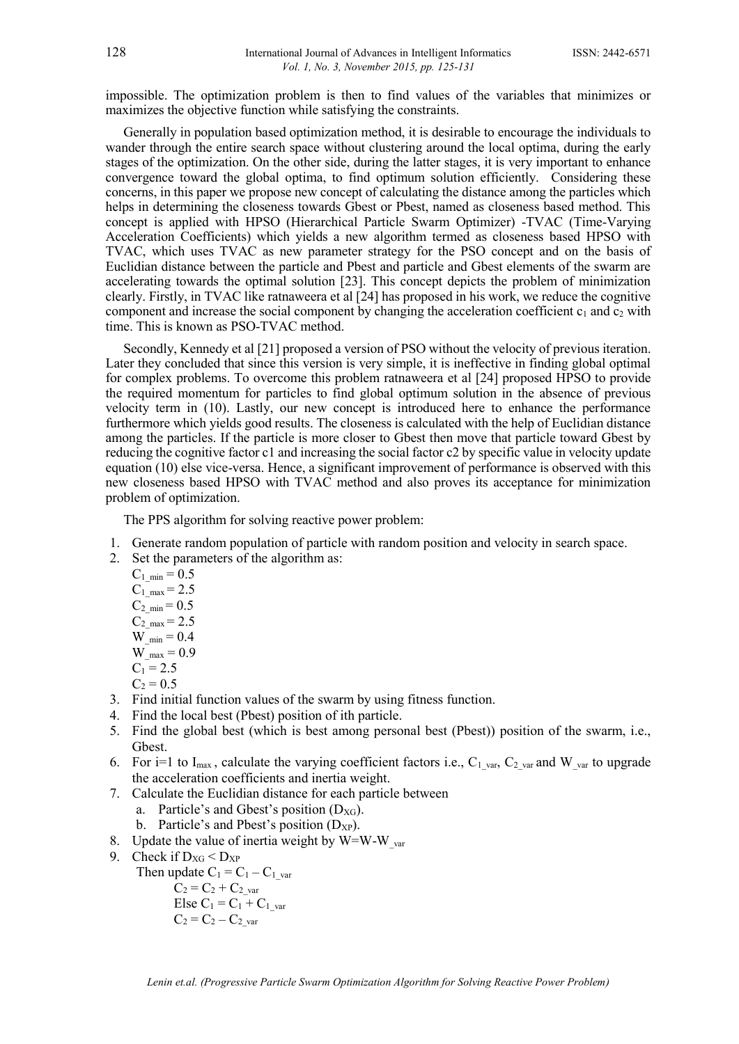impossible. The optimization problem is then to find values of the variables that minimizes or maximizes the objective function while satisfying the constraints.

Generally in population based optimization method, it is desirable to encourage the individuals to wander through the entire search space without clustering around the local optima, during the early stages of the optimization. On the other side, during the latter stages, it is very important to enhance convergence toward the global optima, to find optimum solution efficiently. Considering these concerns, in this paper we propose new concept of calculating the distance among the particles which helps in determining the closeness towards Gbest or Pbest, named as closeness based method. This concept is applied with HPSO (Hierarchical Particle Swarm Optimizer) -TVAC (Time-Varying Acceleration Coefficients) which yields a new algorithm termed as closeness based HPSO with TVAC, which uses TVAC as new parameter strategy for the PSO concept and on the basis of Euclidian distance between the particle and Pbest and particle and Gbest elements of the swarm are accelerating towards the optimal solution [23]. This concept depicts the problem of minimization clearly. Firstly, in TVAC like ratnaweera et al [24] has proposed in his work, we reduce the cognitive component and increase the social component by changing the acceleration coefficient $c_1$ and $c_2$ with time. This is known as PSO-TVAC method.

Secondly, Kennedy et al [21] proposed a version of PSO without the velocity of previous iteration. Later they concluded that since this version is very simple, it is ineffective in finding global optimal for complex problems. To overcome this problem ratnaweera et al [24] proposed HPSO to provide the required momentum for particles to find global optimum solution in the absence of previous velocity term in (10). Lastly, our new concept is introduced here to enhance the performance furthermore which yields good results. The closeness is calculated with the help of Euclidian distance among the particles. If the particle is more closer to Gbest then move that particle toward Gbest by reducing the cognitive factor c1 and increasing the social factor c2 by specific value in velocity update equation (10) else vice-versa. Hence, a significant improvement of performance is observed with this new closeness based HPSO with TVAC method and also proves its acceptance for minimization problem of optimization.

The PPS algorithm for solving reactive power problem:

1. Generate random population of particle with random position and velocity in search space.
2. Set the parameters of the algorithm as:
   $C_{1\_min} = 0.5$
   $C_{1\_max} = 2.5$
   $C_{2\_min} = 0.5$
   $C_{2\_max} = 2.5$
   $W_{\_min} = 0.4$
   $W_{\_max} = 0.9$
   $C_1 = 2.5$
   $C_2 = 0.5$
3. Find initial function values of the swarm by using fitness function.
4. Find the local best (Pbest) position of ith particle.
5. Find the global best (which is best among personal best (Pbest)) position of the swarm, i.e., Gbest.
6. For i=1 to $I_{max}$ , calculate the varying coefficient factors i.e., $C_{1\_var}$, $C_{2\_var}$ and $W_{\_var}$ to upgrade the acceleration coefficients and inertia weight.
7. Calculate the Euclidian distance for each particle between
   a. Particle's and Gbest's position ($D_{XG}$).
   b. Particle's and Pbest's position ($D_{XP}$).
8. Update the value of inertia weight by $W=W-W_{\_var}$
9. Check if $D_{XG} < D_{XP}$
   Then update $C_1 = C_1 - C_{1\_var}$
   $C_2 = C_2 + C_{2\_var}$
   Else $C_1 = C_1 + C_{1\_var}$
   $C_2 = C_2 - C_{2\_var}$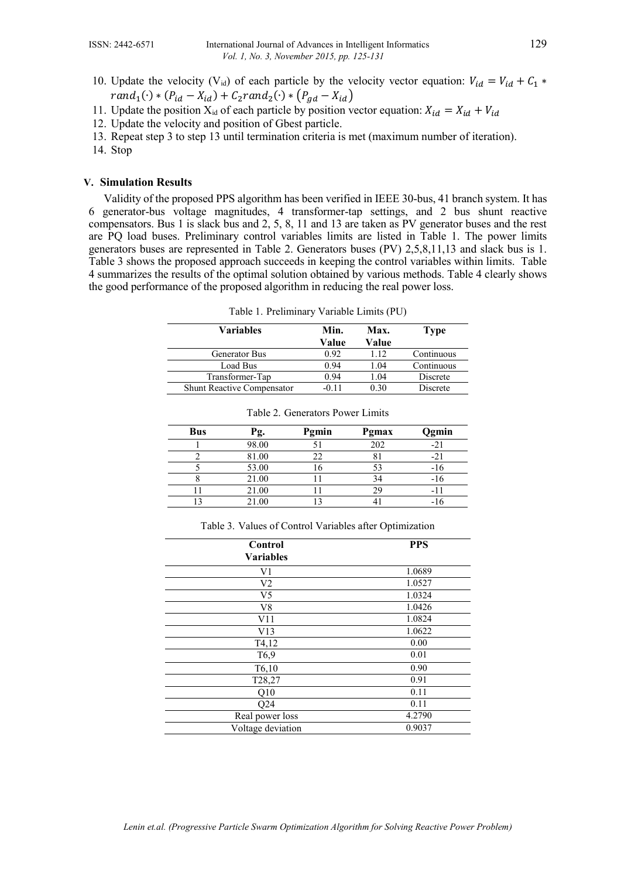10. Update the velocity ($V_{id}$) of each particle by the velocity vector equation: $V_{id} = V_{id} + C_1 * rand_1(\cdot) * (P_{id} - X_{id}) + C_2 rand_2(\cdot) * (P_{gd} - X_{id})$
11. Update the position $X_{id}$ of each particle by position vector equation: $X_{id} = X_{id} + V_{id}$
12. Update the velocity and position of Gbest particle.
13. Repeat step 3 to step 13 until termination criteria is met (maximum number of iteration).
14. Stop

## V. Simulation Results

Validity of the proposed PPS algorithm has been verified in IEEE 30-bus, 41 branch system. It has 6 generator-bus voltage magnitudes, 4 transformer-tap settings, and 2 bus shunt reactive compensators. Bus 1 is slack bus and 2, 5, 8, 11 and 13 are taken as PV generator buses and the rest are PQ load buses. Preliminary control variables limits are listed in Table 1. The power limits generators buses are represented in Table 2. Generators buses (PV) 2,5,8,11,13 and slack bus is 1. Table 3 shows the proposed approach succeeds in keeping the control variables within limits. Table 4 summarizes the results of the optimal solution obtained by various methods. Table 4 clearly shows the good performance of the proposed algorithm in reducing the real power loss.

Table 1. Preliminary Variable Limits (PU)

| Variables | Min. Value | Max. Value | Type |
|---|---|---|---|
| Generator Bus | 0.92 | 1.12 | Continuous |
| Load Bus | 0.94 | 1.04 | Continuous |
| Transformer-Tap | 0.94 | 1.04 | Discrete |
| Shunt Reactive Compensator | -0.11 | 0.30 | Discrete |

Table 2. Generators Power Limits

| Bus | Pg. | Pgmin | Pgmax | Qgmin |
|---|---|---|---|---|
| 1 | 98.00 | 51 | 202 | -21 |
| 2 | 81.00 | 22 | 81 | -21 |
| 5 | 53.00 | 16 | 53 | -16 |
| 8 | 21.00 | 11 | 34 | -16 |
| 11 | 21.00 | 11 | 29 | -11 |
| 13 | 21.00 | 13 | 41 | -16 |

Table 3. Values of Control Variables after Optimization

| Control Variables | PPS |
|---|---|
| V1 | 1.0689 |
| V2 | 1.0527 |
| V5 | 1.0324 |
| V8 | 1.0426 |
| V11 | 1.0824 |
| V13 | 1.0622 |
| T4,12 | 0.00 |
| T6,9 | 0.01 |
| T6,10 | 0.90 |
| T28,27 | 0.91 |
| Q10 | 0.11 |
| Q24 | 0.11 |
| Real power loss | 4.2790 |
| Voltage deviation | 0.9037 |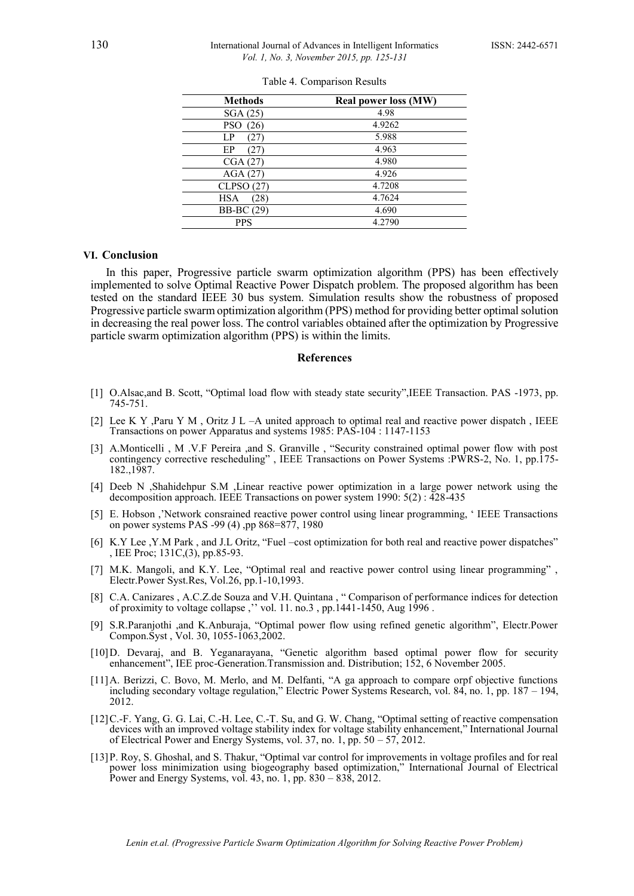Table 4. Comparison Results

| Methods | Real power loss (MW) |
|---|---|
| SGA (25) | 4.98 |
| PSO (26) | 4.9262 |
| LP (27) | 5.988 |
| EP (27) | 4.963 |
| CGA (27) | 4.980 |
| AGA (27) | 4.926 |
| CLPSO (27) | 4.7208 |
| HSA (28) | 4.7624 |
| BB-BC (29) | 4.690 |
| PPS | 4.2790 |

## VI. Conclusion

In this paper, Progressive particle swarm optimization algorithm (PPS) has been effectively implemented to solve Optimal Reactive Power Dispatch problem. The proposed algorithm has been tested on the standard IEEE 30 bus system. Simulation results show the robustness of proposed Progressive particle swarm optimization algorithm (PPS) method for providing better optimal solution in decreasing the real power loss. The control variables obtained after the optimization by Progressive particle swarm optimization algorithm (PPS) is within the limits.

## References

[1] O.Alsac,and B. Scott, "Optimal load flow with steady state security",IEEE Transaction. PAS -1973, pp. 745-751.

[2] Lee K Y ,Paru Y M , Oritz J L –A united approach to optimal real and reactive power dispatch , IEEE Transactions on power Apparatus and systems 1985: PAS-104 : 1147-1153

[3] A.Monticelli , M .V.F Pereira ,and S. Granville , "Security constrained optimal power flow with post contingency corrective rescheduling" , IEEE Transactions on Power Systems :PWRS-2, No. 1, pp.175-182.,1987.

[4] Deeb N ,Shahidehpur S.M ,Linear reactive power optimization in a large power network using the decomposition approach. IEEE Transactions on power system 1990: 5(2) : 428-435

[5] E. Hobson ,'Network consrained reactive power control using linear programming, ' IEEE Transactions on power systems PAS -99 (4) ,pp 868=877, 1980

[6] K.Y Lee ,Y.M Park , and J.L Oritz, "Fuel –cost optimization for both real and reactive power dispatches" , IEE Proc; 131C,(3), pp.85-93.

[7] M.K. Mangoli, and K.Y. Lee, "Optimal real and reactive power control using linear programming" , Electr.Power Syst.Res, Vol.26, pp.1-10,1993.

[8] C.A. Canizares , A.C.Z.de Souza and V.H. Quintana , " Comparison of performance indices for detection of proximity to voltage collapse ,'' vol. 11. no.3 , pp.1441-1450, Aug 1996 .

[9] S.R.Paranjothi ,and K.Anburaja, "Optimal power flow using refined genetic algorithm", Electr.Power Compon.Syst , Vol. 30, 1055-1063,2002.

[10] D. Devaraj, and B. Yeganarayana, "Genetic algorithm based optimal power flow for security enhancement", IEE proc-Generation.Transmission and. Distribution; 152, 6 November 2005.

[11] A. Berizzi, C. Bovo, M. Merlo, and M. Delfanti, "A ga approach to compare orpf objective functions including secondary voltage regulation," Electric Power Systems Research, vol. 84, no. 1, pp. 187 – 194, 2012.

[12] C.-F. Yang, G. G. Lai, C.-H. Lee, C.-T. Su, and G. W. Chang, "Optimal setting of reactive compensation devices with an improved voltage stability index for voltage stability enhancement," International Journal of Electrical Power and Energy Systems, vol. 37, no. 1, pp. 50 – 57, 2012.

[13] P. Roy, S. Ghoshal, and S. Thakur, "Optimal var control for improvements in voltage profiles and for real power loss minimization using biogeography based optimization," International Journal of Electrical Power and Energy Systems, vol. 43, no. 1, pp. 830 – 838, 2012.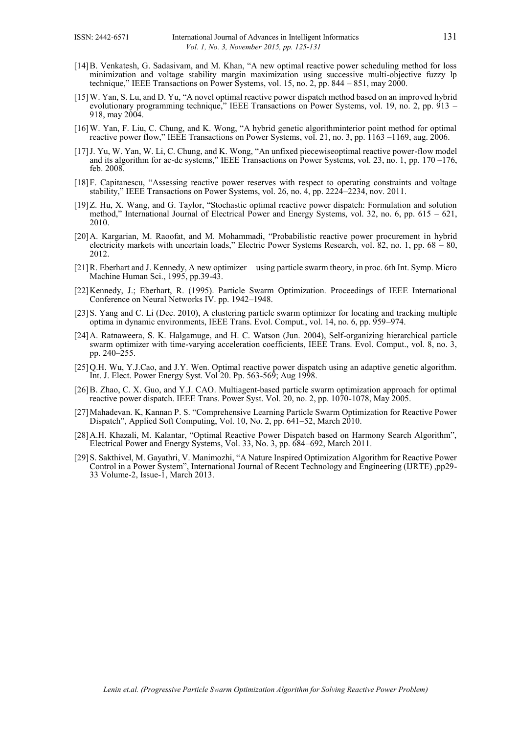[14] B. Venkatesh, G. Sadasivam, and M. Khan, "A new optimal reactive power scheduling method for loss minimization and voltage stability margin maximization using successive multi-objective fuzzy lp technique," IEEE Transactions on Power Systems, vol. 15, no. 2, pp. 844 – 851, may 2000.

[15] W. Yan, S. Lu, and D. Yu, "A novel optimal reactive power dispatch method based on an improved hybrid evolutionary programming technique," IEEE Transactions on Power Systems, vol. 19, no. 2, pp. 913 – 918, may 2004.

[16] W. Yan, F. Liu, C. Chung, and K. Wong, "A hybrid genetic algorithminterior point method for optimal reactive power flow," IEEE Transactions on Power Systems, vol. 21, no. 3, pp. 1163 –1169, aug. 2006.

[17] J. Yu, W. Yan, W. Li, C. Chung, and K. Wong, "An unfixed piecewiseoptimal reactive power-flow model and its algorithm for ac-dc systems," IEEE Transactions on Power Systems, vol. 23, no. 1, pp. 170 –176, feb. 2008.

[18] F. Capitanescu, "Assessing reactive power reserves with respect to operating constraints and voltage stability," IEEE Transactions on Power Systems, vol. 26, no. 4, pp. 2224–2234, nov. 2011.

[19] Z. Hu, X. Wang, and G. Taylor, "Stochastic optimal reactive power dispatch: Formulation and solution method," International Journal of Electrical Power and Energy Systems, vol. 32, no. 6, pp. 615 – 621, 2010.

[20] A. Kargarian, M. Raoofat, and M. Mohammadi, "Probabilistic reactive power procurement in hybrid electricity markets with uncertain loads," Electric Power Systems Research, vol. 82, no. 1, pp. 68 – 80, 2012.

[21] R. Eberhart and J. Kennedy, A new optimizer using particle swarm theory, in proc. 6th Int. Symp. Micro Machine Human Sci., 1995, pp.39-43.

[22] Kennedy, J.; Eberhart, R. (1995). Particle Swarm Optimization. Proceedings of IEEE International Conference on Neural Networks IV. pp. 1942–1948.

[23] S. Yang and C. Li (Dec. 2010), A clustering particle swarm optimizer for locating and tracking multiple optima in dynamic environments, IEEE Trans. Evol. Comput., vol. 14, no. 6, pp. 959–974.

[24] A. Ratnaweera, S. K. Halgamuge, and H. C. Watson (Jun. 2004), Self-organizing hierarchical particle swarm optimizer with time-varying acceleration coefficients, IEEE Trans. Evol. Comput., vol. 8, no. 3, pp. 240–255.

[25] Q.H. Wu, Y.J.Cao, and J.Y. Wen. Optimal reactive power dispatch using an adaptive genetic algorithm. Int. J. Elect. Power Energy Syst. Vol 20. Pp. 563-569; Aug 1998.

[26] B. Zhao, C. X. Guo, and Y.J. CAO. Multiagent-based particle swarm optimization approach for optimal reactive power dispatch. IEEE Trans. Power Syst. Vol. 20, no. 2, pp. 1070-1078, May 2005.

[27] Mahadevan. K, Kannan P. S. "Comprehensive Learning Particle Swarm Optimization for Reactive Power Dispatch", Applied Soft Computing, Vol. 10, No. 2, pp. 641–52, March 2010.

[28] A.H. Khazali, M. Kalantar, "Optimal Reactive Power Dispatch based on Harmony Search Algorithm", Electrical Power and Energy Systems, Vol. 33, No. 3, pp. 684–692, March 2011.

[29] S. Sakthivel, M. Gayathri, V. Manimozhi, "A Nature Inspired Optimization Algorithm for Reactive Power Control in a Power System", International Journal of Recent Technology and Engineering (IJRTE) ,pp29-33 Volume-2, Issue-1, March 2013.